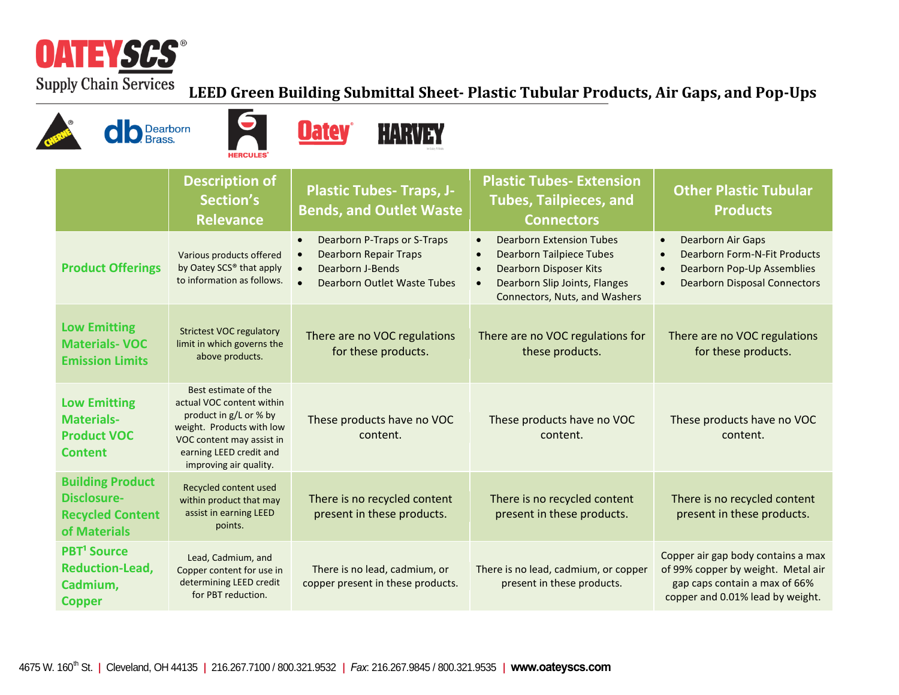# LEED Green Building Submittal Sheet- Plastic Tubular Products, Air Gaps, and Pop-Ups

| | Description of Section's Relevance | Plastic Tubes- Traps, J-Bends, and Outlet Waste | Plastic Tubes- Extension Tubes, Tailpieces, and Connectors | Other Plastic Tubular Products |
|---|---|---|---|---|
| **Product Offerings** | Various products offered by Oatey SCS® that apply to information as follows. | • Dearborn P-Traps or S-Traps<br>• Dearborn Repair Traps<br>• Dearborn J-Bends<br>• Dearborn Outlet Waste Tubes | • Dearborn Extension Tubes<br>• Dearborn Tailpiece Tubes<br>• Dearborn Disposer Kits<br>• Dearborn Slip Joints, Flanges Connectors, Nuts, and Washers | • Dearborn Air Gaps<br>• Dearborn Form-N-Fit Products<br>• Dearborn Pop-Up Assemblies<br>• Dearborn Disposal Connectors |
| **Low Emitting Materials- VOC Emission Limits** | Strictest VOC regulatory limit in which governs the above products. | There are no VOC regulations for these products. | There are no VOC regulations for these products. | There are no VOC regulations for these products. |
| **Low Emitting Materials- Product VOC Content** | Best estimate of the actual VOC content within product in g/L or % by weight. Products with low VOC content may assist in earning LEED credit and improving air quality. | These products have no VOC content. | These products have no VOC content. | These products have no VOC content. |
| **Building Product Disclosure- Recycled Content of Materials** | Recycled content used within product that may assist in earning LEED points. | There is no recycled content present in these products. | There is no recycled content present in these products. | There is no recycled content present in these products. |
| **PBT[1] Source Reduction-Lead, Cadmium, Copper** | Lead, Cadmium, and Copper content for use in determining LEED credit for PBT reduction. | There is no lead, cadmium, or copper present in these products. | There is no lead, cadmium, or copper present in these products. | Copper air gap body contains a max of 99% copper by weight. Metal air gap caps contain a max of 66% copper and 0.01% lead by weight. |

4675 W. 160th St. | Cleveland, OH 44135 | 216.267.7100 / 800.321.9532 | *Fax*: 216.267.9845 / 800.321.9535 | **www.oateyscs.com**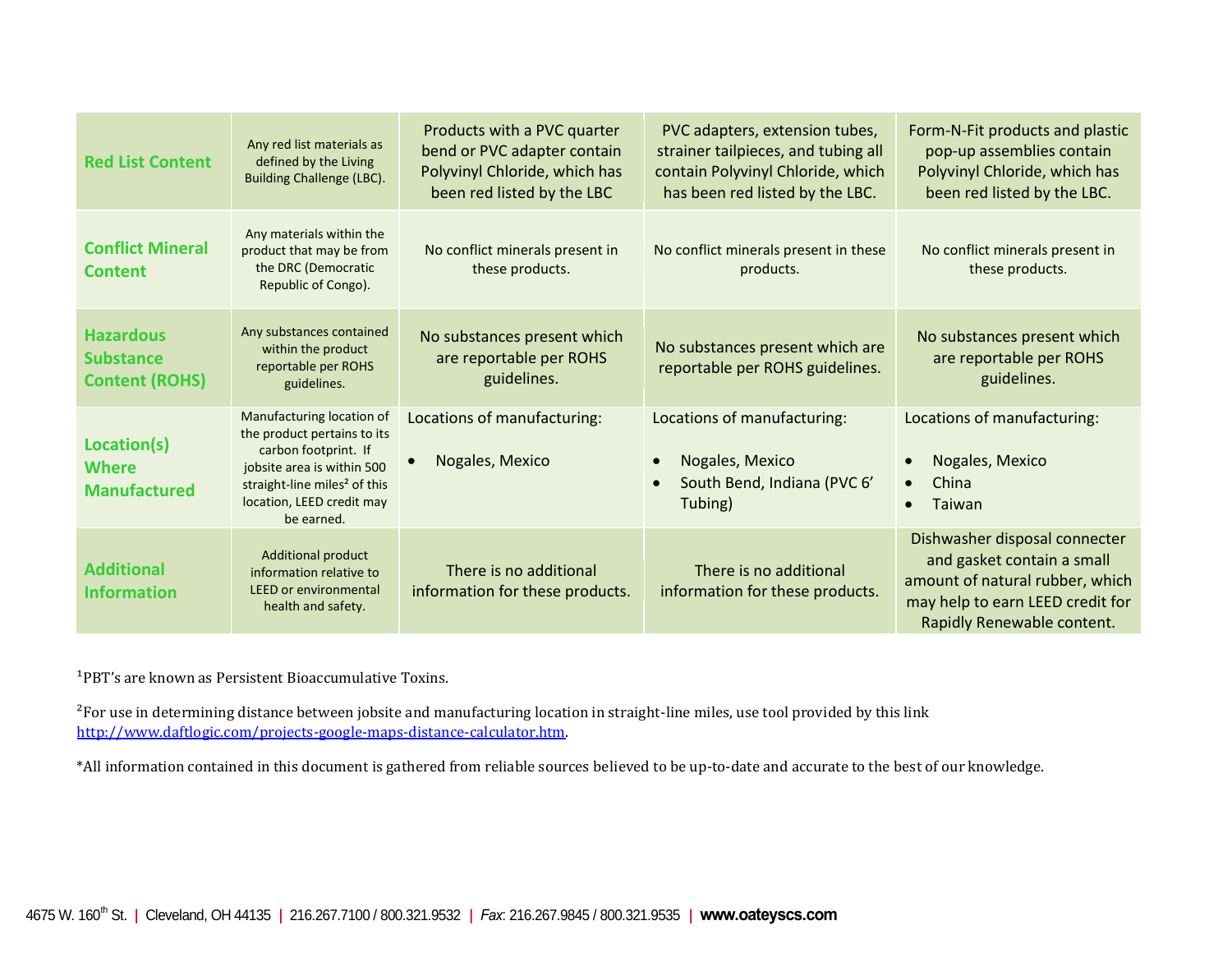| | | | | |
|---|---|---|---|---|
| **Red List Content** | Any red list materials as defined by the Living Building Challenge (LBC). | Products with a PVC quarter bend or PVC adapter contain Polyvinyl Chloride, which has been red listed by the LBC | PVC adapters, extension tubes, strainer tailpieces, and tubing all contain Polyvinyl Chloride, which has been red listed by the LBC. | Form-N-Fit products and plastic pop-up assemblies contain Polyvinyl Chloride, which has been red listed by the LBC. |
| **Conflict Mineral Content** | Any materials within the product that may be from the DRC (Democratic Republic of Congo). | No conflict minerals present in these products. | No conflict minerals present in these products. | No conflict minerals present in these products. |
| **Hazardous Substance Content (ROHS)** | Any substances contained within the product reportable per ROHS guidelines. | No substances present which are reportable per ROHS guidelines. | No substances present which are reportable per ROHS guidelines. | No substances present which are reportable per ROHS guidelines. |
| **Location(s) Where Manufactured** | Manufacturing location of the product pertains to its carbon footprint. If jobsite area is within 500 straight-line miles[2] of this location, LEED credit may be earned. | Locations of manufacturing: <br>• Nogales, Mexico | Locations of manufacturing: <br>• Nogales, Mexico <br>• South Bend, Indiana (PVC 6' Tubing) | Locations of manufacturing: <br>• Nogales, Mexico <br>• China <br>• Taiwan |
| **Additional Information** | Additional product information relative to LEED or environmental health and safety. | There is no additional information for these products. | There is no additional information for these products. | Dishwasher disposal connecter and gasket contain a small amount of natural rubber, which may help to earn LEED credit for Rapidly Renewable content. |

[1]PBT's are known as Persistent Bioaccumulative Toxins.

[2]For use in determining distance between jobsite and manufacturing location in straight-line miles, use tool provided by this link http://www.daftlogic.com/projects-google-maps-distance-calculator.htm.

*All information contained in this document is gathered from reliable sources believed to be up-to-date and accurate to the best of our knowledge.

4675 W. 160th St. | Cleveland, OH 44135 | 216.267.7100 / 800.321.9532 | *Fax*: 216.267.9845 / 800.321.9535 | **www.oateyscs.com**